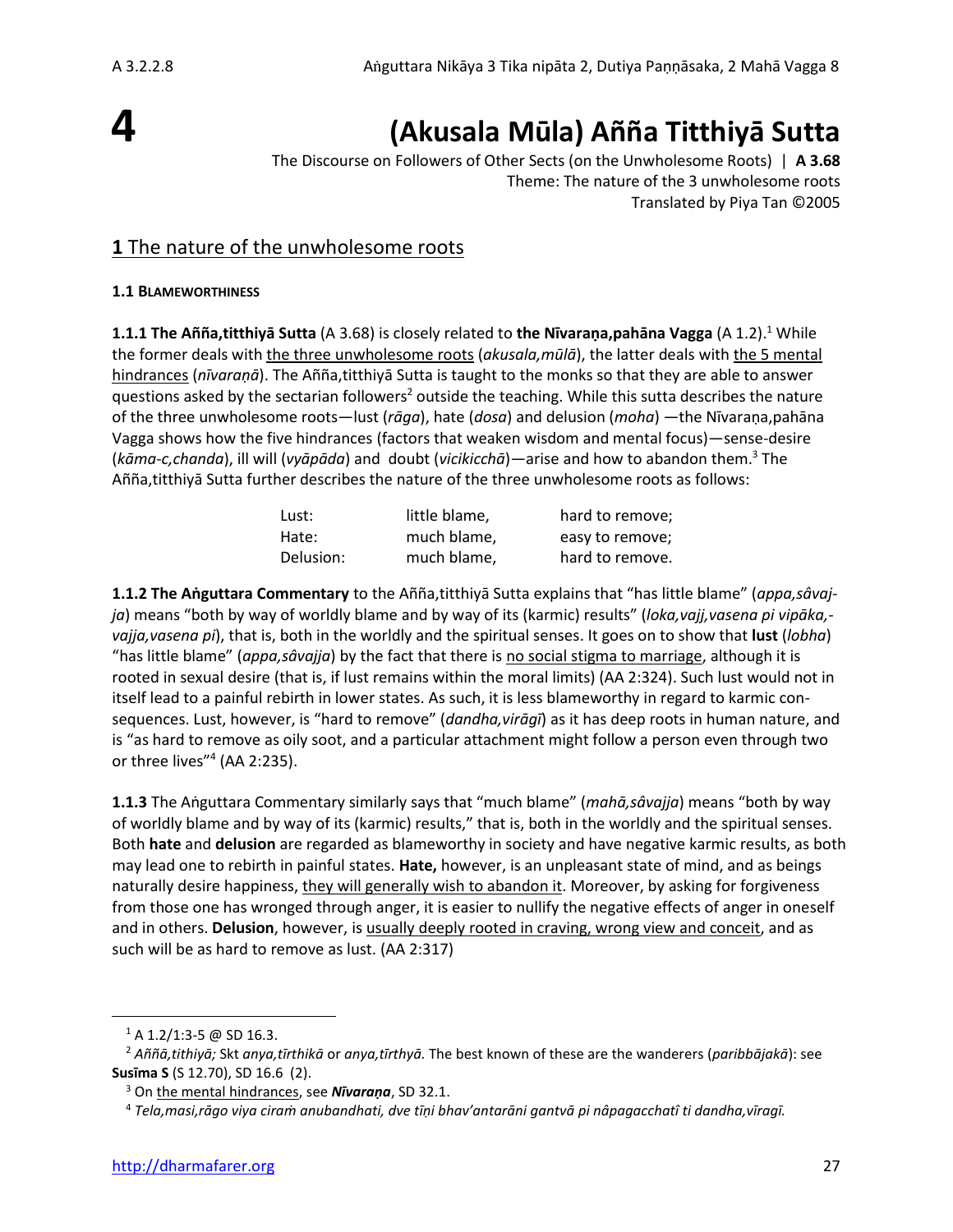# 4 (Akusala Mūla) Añña Titthiyā Sutta

The Discourse on Followers of Other Sects (on the Unwholesome Roots) | **A 3.68**
Theme: The nature of the 3 unwholesome roots
Translated by Piya Tan ©2005

## 1 The nature of the unwholesome roots

### 1.1 BLAMEWORTHINESS

**1.1.1 The Añña,titthiyā Sutta** (A 3.68) is closely related to **the Nīvaraṇa,pahāna Vagga** (A 1.2).[1] While the former deals with the three unwholesome roots (*akusala,mūlā*), the latter deals with the 5 mental hindrances (*nīvaraṇā*). The Añña,titthiyā Sutta is taught to the monks so that they are able to answer questions asked by the sectarian followers[2] outside the teaching. While this sutta describes the nature of the three unwholesome roots—lust (*rāga*), hate (*dosa*) and delusion (*moha*) —the Nīvaraṇa,pahāna Vagga shows how the five hindrances (factors that weaken wisdom and mental focus)—sense-desire (*kāma-c,chanda*), ill will (*vyāpāda*) and doubt (*vicikicchā*)—arise and how to abandon them.[3] The Añña,titthiyā Sutta further describes the nature of the three unwholesome roots as follows:

| | | |
|---|---|---|
| Lust: | little blame, | hard to remove; |
| Hate: | much blame, | easy to remove; |
| Delusion: | much blame, | hard to remove. |

**1.1.2 The Aṅguttara Commentary** to the Añña,titthiyā Sutta explains that "has little blame" (*appa,sâvajja*) means "both by way of worldly blame and by way of its (karmic) results" (*loka,vajj,vasena pi vipāka,-vajja,vasena pi*), that is, both in the worldly and the spiritual senses. It goes on to show that **lust** (*lobha*) "has little blame" (*appa,sâvajja*) by the fact that there is no social stigma to marriage, although it is rooted in sexual desire (that is, if lust remains within the moral limits) (AA 2:324). Such lust would not in itself lead to a painful rebirth in lower states. As such, it is less blameworthy in regard to karmic consequences. Lust, however, is "hard to remove" (*dandha,virāgī*) as it has deep roots in human nature, and is "as hard to remove as oily soot, and a particular attachment might follow a person even through two or three lives"[4] (AA 2:235).

**1.1.3** The Aṅguttara Commentary similarly says that "much blame" (*mahā,sâvajja*) means "both by way of worldly blame and by way of its (karmic) results," that is, both in the worldly and the spiritual senses. Both **hate** and **delusion** are regarded as blameworthy in society and have negative karmic results, as both may lead one to rebirth in painful states. **Hate,** however, is an unpleasant state of mind, and as beings naturally desire happiness, they will generally wish to abandon it. Moreover, by asking for forgiveness from those one has wronged through anger, it is easier to nullify the negative effects of anger in oneself and in others. **Delusion**, however, is usually deeply rooted in craving, wrong view and conceit, and as such will be as hard to remove as lust. (AA 2:317)

---

[1] A 1.2/1:3-5 @ SD 16.3.

[2] *Aññā,tithiyā;* Skt *anya,tīrthikā* or *anya,tīrthyā.* The best known of these are the wanderers (*paribbājakā*): see **Susīma S** (S 12.70), SD 16.6 (2).

[3] On the mental hindrances, see ***Nīvaraṇa***, SD 32.1.

[4] *Tela,masi,rāgo viya ciraṁ anubandhati, dve tīṇi bhav'antarāni gantvā pi nâpagacchatî ti dandha,vīragī.*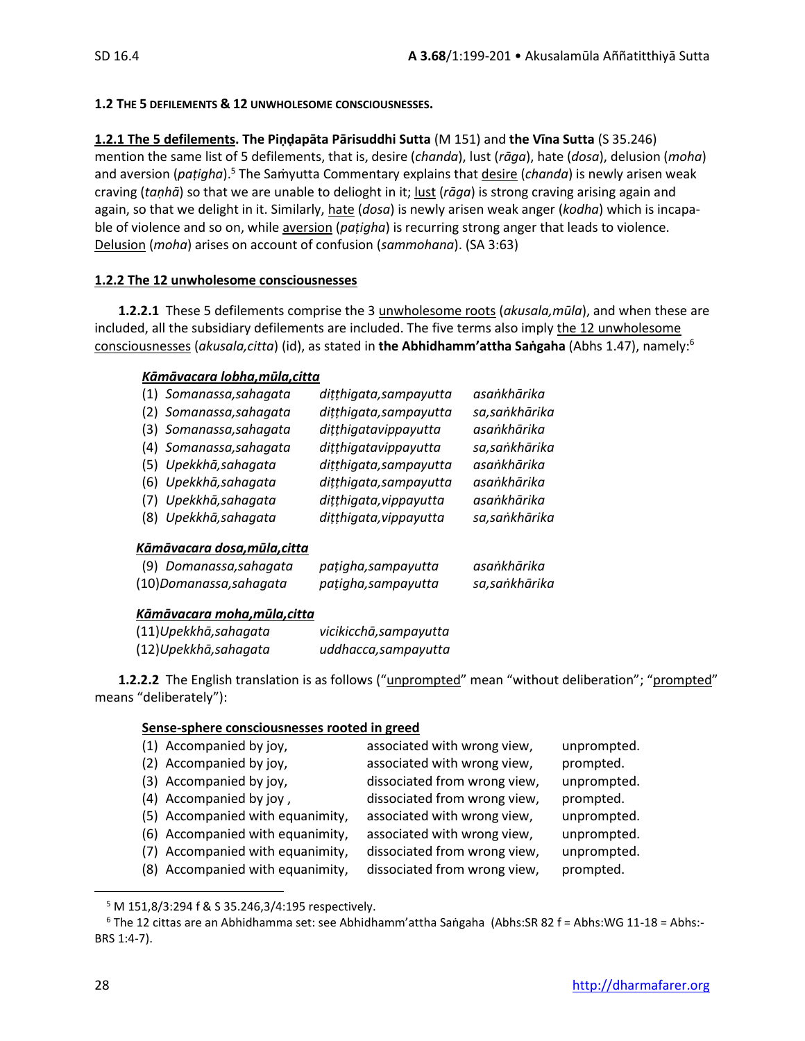**1.2 THE 5 DEFILEMENTS & 12 UNWHOLESOME CONSCIOUSNESSES.**

**1.2.1 The 5 defilements. The Piṇḍapāta Pārisuddhi Sutta** (M 151) and **the Vīna Sutta** (S 35.246) mention the same list of 5 defilements, that is, desire (*chanda*), lust (*rāga*), hate (*dosa*), delusion (*moha*) and aversion (*paṭigha*).[5] The Saṁyutta Commentary explains that desire (*chanda*) is newly arisen weak craving (*taṇhā*) so that we are unable to delioght in it; lust (*rāga*) is strong craving arising again and again, so that we delight in it. Similarly, hate (*dosa*) is newly arisen weak anger (*kodha*) which is incapable of violence and so on, while aversion (*paṭigha*) is recurring strong anger that leads to violence. Delusion (*moha*) arises on account of confusion (*sammohana*). (SA 3:63)

**1.2.2 The 12 unwholesome consciousnesses**

**1.2.2.1** These 5 defilements comprise the 3 unwholesome roots (*akusala,mūla*), and when these are included, all the subsidiary defilements are included. The five terms also imply the 12 unwholesome consciousnesses (*akusala,citta*) (id), as stated in **the Abhidhamm'attha Saṅgaha** (Abhs 1.47), namely:[6]

***Kāmāvacara lobha,mūla,citta***

| | | |
|---|---|---|
| (1) *Somanassa,sahagata* | *diṭṭhigata,sampayutta* | *asaṅkhārika* |
| (2) *Somanassa,sahagata* | *diṭṭhigata,sampayutta* | *sa,saṅkhārika* |
| (3) *Somanassa,sahagata* | *diṭṭhigatavippayutta* | *asaṅkhārika* |
| (4) *Somanassa,sahagata* | *diṭṭhigatavippayutta* | *sa,saṅkhārika* |
| (5) *Upekkhā,sahagata* | *diṭṭhigata,sampayutta* | *asaṅkhārika* |
| (6) *Upekkhā,sahagata* | *diṭṭhigata,sampayutta* | *asaṅkhārika* |
| (7) *Upekkhā,sahagata* | *diṭṭhigata,vippayutta* | *asaṅkhārika* |
| (8) *Upekkhā,sahagata* | *diṭṭhigata,vippayutta* | *sa,saṅkhārika* |

***Kāmāvacara dosa,mūla,citta***

| | | |
|---|---|---|
| (9) *Domanassa,sahagata* | *paṭigha,sampayutta* | *asaṅkhārika* |
| (10) *Domanassa,sahagata* | *paṭigha,sampayutta* | *sa,saṅkhārika* |

***Kāmāvacara moha,mūla,citta***

| | |
|---|---|
| (11) *Upekkhā,sahagata* | *vicikicchā,sampayutta* |
| (12) *Upekkhā,sahagata* | *uddhacca,sampayutta* |

**1.2.2.2** The English translation is as follows ("unprompted" mean "without deliberation"; "prompted" means "deliberately"):

**Sense-sphere consciousnesses rooted in greed**

| | | |
|---|---|---|
| (1) Accompanied by joy, | associated with wrong view, | unprompted. |
| (2) Accompanied by joy, | associated with wrong view, | prompted. |
| (3) Accompanied by joy, | dissociated from wrong view, | unprompted. |
| (4) Accompanied by joy , | dissociated from wrong view, | prompted. |
| (5) Accompanied with equanimity, | associated with wrong view, | unprompted. |
| (6) Accompanied with equanimity, | associated with wrong view, | unprompted. |
| (7) Accompanied with equanimity, | dissociated from wrong view, | unprompted. |
| (8) Accompanied with equanimity, | dissociated from wrong view, | prompted. |

[5] M 151,8/3:294 f & S 35.246,3/4:195 respectively.

[6] The 12 cittas are an Abhidhamma set: see Abhidhamm'attha Saṅgaha (Abhs:SR 82 f = Abhs:WG 11-18 = Abhs:-BRS 1:4-7).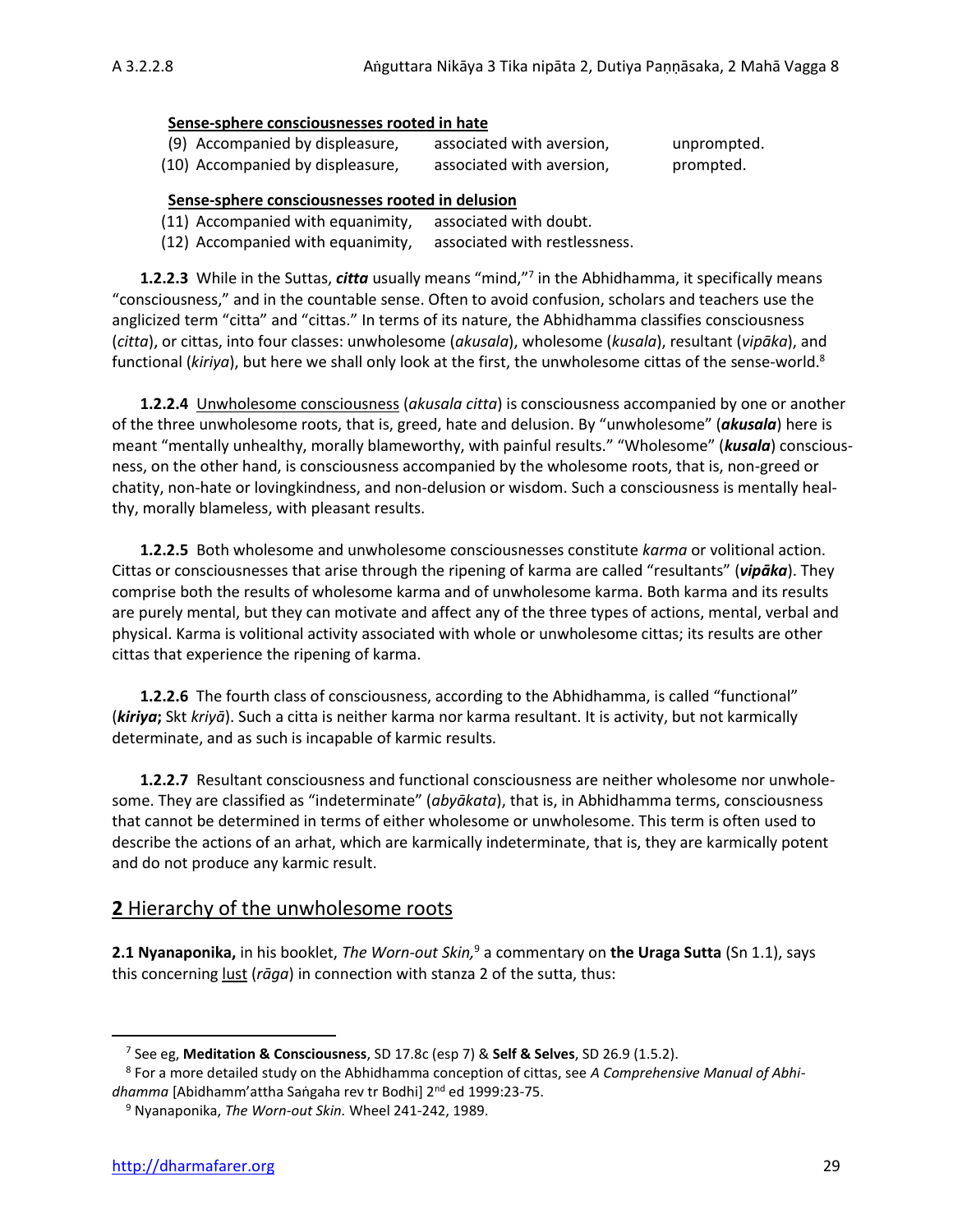**Sense-sphere consciousnesses rooted in hate**

(9) Accompanied by displeasure, associated with aversion, unprompted.
(10) Accompanied by displeasure, associated with aversion, prompted.

**Sense-sphere consciousnesses rooted in delusion**

(11) Accompanied with equanimity, associated with doubt.
(12) Accompanied with equanimity, associated with restlessness.

**1.2.2.3** While in the Suttas, ***citta*** usually means "mind,"[7] in the Abhidhamma, it specifically means "consciousness," and in the countable sense. Often to avoid confusion, scholars and teachers use the anglicized term "citta" and "cittas." In terms of its nature, the Abhidhamma classifies consciousness (*citta*), or cittas, into four classes: unwholesome (*akusala*), wholesome (*kusala*), resultant (*vipāka*), and functional (*kiriya*), but here we shall only look at the first, the unwholesome cittas of the sense-world.[8]

**1.2.2.4** Unwholesome consciousness (*akusala citta*) is consciousness accompanied by one or another of the three unwholesome roots, that is, greed, hate and delusion. By "unwholesome" (***akusala***) here is meant "mentally unhealthy, morally blameworthy, with painful results." "Wholesome" (***kusala***) consciousness, on the other hand, is consciousness accompanied by the wholesome roots, that is, non-greed or chatity, non-hate or lovingkindness, and non-delusion or wisdom. Such a consciousness is mentally healthy, morally blameless, with pleasant results.

**1.2.2.5** Both wholesome and unwholesome consciousnesses constitute *karma* or volitional action. Cittas or consciousnesses that arise through the ripening of karma are called "resultants" (***vipāka***). They comprise both the results of wholesome karma and of unwholesome karma. Both karma and its results are purely mental, but they can motivate and affect any of the three types of actions, mental, verbal and physical. Karma is volitional activity associated with whole or unwholesome cittas; its results are other cittas that experience the ripening of karma.

**1.2.2.6** The fourth class of consciousness, according to the Abhidhamma, is called "functional" (***kiriya*;** Skt *kriyā*). Such a citta is neither karma nor karma resultant. It is activity, but not karmically determinate, and as such is incapable of karmic results.

**1.2.2.7** Resultant consciousness and functional consciousness are neither wholesome nor unwholesome. They are classified as "indeterminate" (*abyākata*), that is, in Abhidhamma terms, consciousness that cannot be determined in terms of either wholesome or unwholesome. This term is often used to describe the actions of an arhat, which are karmically indeterminate, that is, they are karmically potent and do not produce any karmic result.

## **2** Hierarchy of the unwholesome roots

**2.1 Nyanaponika,** in his booklet, *The Worn-out Skin,*[9] a commentary on **the Uraga Sutta** (Sn 1.1), says this concerning lust (*rāga*) in connection with stanza 2 of the sutta, thus:

---

[7] See eg, **Meditation & Consciousness**, SD 17.8c (esp 7) & **Self & Selves**, SD 26.9 (1.5.2).

[8] For a more detailed study on the Abhidhamma conception of cittas, see *A Comprehensive Manual of Abhidhamma* [Abidhamm'attha Saṅgaha rev tr Bodhi] 2nd ed 1999:23-75.

[9] Nyanaponika, *The Worn-out Skin.* Wheel 241-242, 1989.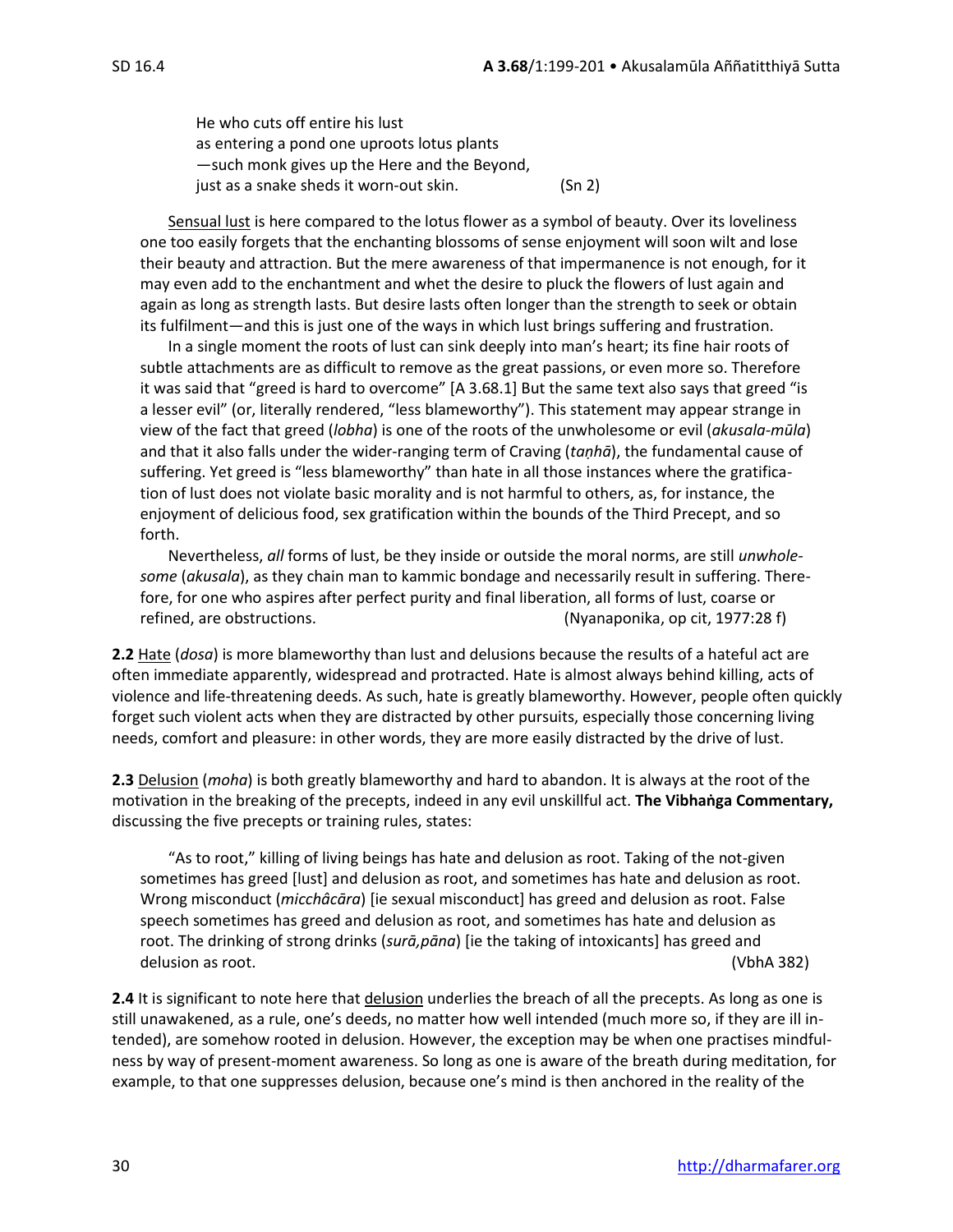> He who cuts off entire his lust
> as entering a pond one uproots lotus plants
> —such monk gives up the Here and the Beyond,
> just as a snake sheds it worn-out skin. (Sn 2)
>
> Sensual lust is here compared to the lotus flower as a symbol of beauty. Over its loveliness one too easily forgets that the enchanting blossoms of sense enjoyment will soon wilt and lose their beauty and attraction. But the mere awareness of that impermanence is not enough, for it may even add to the enchantment and whet the desire to pluck the flowers of lust again and again as long as strength lasts. But desire lasts often longer than the strength to seek or obtain its fulfilment—and this is just one of the ways in which lust brings suffering and frustration.
>
> In a single moment the roots of lust can sink deeply into man's heart; its fine hair roots of subtle attachments are as difficult to remove as the great passions, or even more so. Therefore it was said that "greed is hard to overcome" [A 3.68.1] But the same text also says that greed "is a lesser evil" (or, literally rendered, "less blameworthy"). This statement may appear strange in view of the fact that greed (*lobha*) is one of the roots of the unwholesome or evil (*akusala-mūla*) and that it also falls under the wider-ranging term of Craving (*taṇhā*), the fundamental cause of suffering. Yet greed is "less blameworthy" than hate in all those instances where the gratification of lust does not violate basic morality and is not harmful to others, as, for instance, the enjoyment of delicious food, sex gratification within the bounds of the Third Precept, and so forth.
>
> Nevertheless, *all* forms of lust, be they inside or outside the moral norms, are still *unwholesome* (*akusala*), as they chain man to kammic bondage and necessarily result in suffering. Therefore, for one who aspires after perfect purity and final liberation, all forms of lust, coarse or refined, are obstructions. (Nyanaponika, op cit, 1977:28 f)

**2.2** Hate (*dosa*) is more blameworthy than lust and delusions because the results of a hateful act are often immediate apparently, widespread and protracted. Hate is almost always behind killing, acts of violence and life-threatening deeds. As such, hate is greatly blameworthy. However, people often quickly forget such violent acts when they are distracted by other pursuits, especially those concerning living needs, comfort and pleasure: in other words, they are more easily distracted by the drive of lust.

**2.3** Delusion (*moha*) is both greatly blameworthy and hard to abandon. It is always at the root of the motivation in the breaking of the precepts, indeed in any evil unskillful act. **The Vibhaṅga Commentary,** discussing the five precepts or training rules, states:

> "As to root," killing of living beings has hate and delusion as root. Taking of the not-given sometimes has greed [lust] and delusion as root, and sometimes has hate and delusion as root. Wrong misconduct (*micchâcāra*) [ie sexual misconduct] has greed and delusion as root. False speech sometimes has greed and delusion as root, and sometimes has hate and delusion as root. The drinking of strong drinks (*surā,pāna*) [ie the taking of intoxicants] has greed and delusion as root. (VbhA 382)

**2.4** It is significant to note here that delusion underlies the breach of all the precepts. As long as one is still unawakened, as a rule, one's deeds, no matter how well intended (much more so, if they are ill intended), are somehow rooted in delusion. However, the exception may be when one practises mindfulness by way of present-moment awareness. So long as one is aware of the breath during meditation, for example, to that one suppresses delusion, because one's mind is then anchored in the reality of the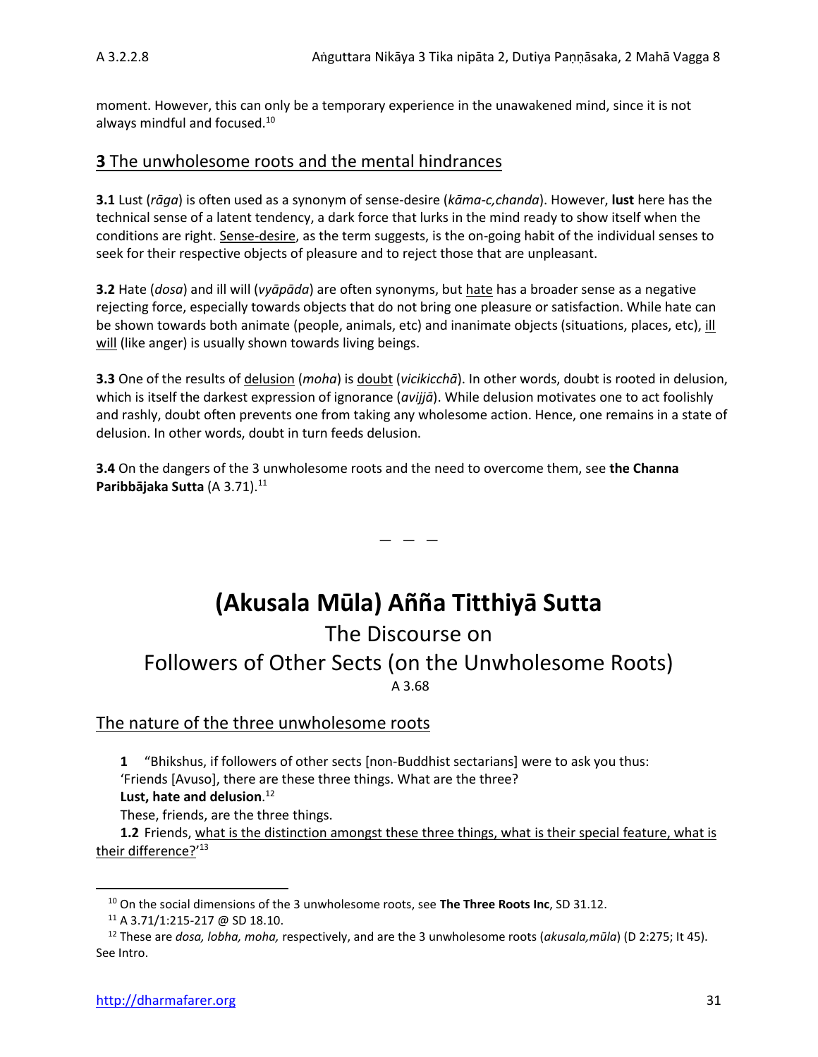moment. However, this can only be a temporary experience in the unawakened mind, since it is not always mindful and focused.[10]

## **3** The unwholesome roots and the mental hindrances

**3.1** Lust (*rāga*) is often used as a synonym of sense-desire (*kāma-c,chanda*). However, **lust** here has the technical sense of a latent tendency, a dark force that lurks in the mind ready to show itself when the conditions are right. Sense-desire, as the term suggests, is the on-going habit of the individual senses to seek for their respective objects of pleasure and to reject those that are unpleasant.

**3.2** Hate (*dosa*) and ill will (*vyāpāda*) are often synonyms, but hate has a broader sense as a negative rejecting force, especially towards objects that do not bring one pleasure or satisfaction. While hate can be shown towards both animate (people, animals, etc) and inanimate objects (situations, places, etc), ill will (like anger) is usually shown towards living beings.

**3.3** One of the results of delusion (*moha*) is doubt (*vicikicchā*). In other words, doubt is rooted in delusion, which is itself the darkest expression of ignorance (*avijjā*). While delusion motivates one to act foolishly and rashly, doubt often prevents one from taking any wholesome action. Hence, one remains in a state of delusion. In other words, doubt in turn feeds delusion.

**3.4** On the dangers of the 3 unwholesome roots and the need to overcome them, see **the Channa Paribbājaka Sutta** (A 3.71).[11]

— — —

# (Akusala Mūla) Añña Titthiyā Sutta

The Discourse on

Followers of Other Sects (on the Unwholesome Roots)

A 3.68

## The nature of the three unwholesome roots

**1** "Bhikshus, if followers of other sects [non-Buddhist sectarians] were to ask you thus:
'Friends [Avuso], there are these three things. What are the three?
**Lust, hate and delusion**.[12]
These, friends, are the three things.

**1.2** Friends, what is the distinction amongst these three things, what is their special feature, what is their difference?'[13]

---

[10] On the social dimensions of the 3 unwholesome roots, see **The Three Roots Inc**, SD 31.12.

[11] A 3.71/1:215-217 @ SD 18.10.

[12] These are *dosa, lobha, moha,* respectively, and are the 3 unwholesome roots (*akusala,mūla*) (D 2:275; It 45). See Intro.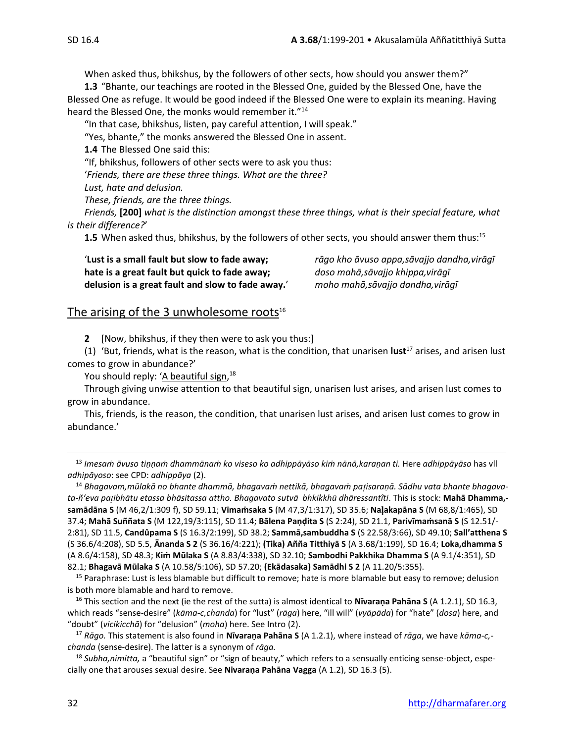When asked thus, bhikshus, by the followers of other sects, how should you answer them?"

**1.3** "Bhante, our teachings are rooted in the Blessed One, guided by the Blessed One, have the Blessed One as refuge. It would be good indeed if the Blessed One were to explain its meaning. Having heard the Blessed One, the monks would remember it."[14]

"In that case, bhikshus, listen, pay careful attention, I will speak."

"Yes, bhante," the monks answered the Blessed One in assent.

**1.4** The Blessed One said this:

"If, bhikshus, followers of other sects were to ask you thus:

'*Friends, there are these three things. What are the three?*

*Lust, hate and delusion.*

*These, friends, are the three things.*

*Friends,* **[200]** *what is the distinction amongst these three things, what is their special feature, what is their difference?*'

**1.5** When asked thus, bhikshus, by the followers of other sects, you should answer them thus:[15]

| | |
|---|---|
| '**Lust is a small fault but slow to fade away;** | *rāgo kho āvuso appa,sāvajjo dandha,virāgī* |
| **hate is a great fault but quick to fade away;** | *doso mahā,sāvajjo khippa,virāgī* |
| **delusion is a great fault and slow to fade away.**' | *moho mahā,sāvajjo dandha,virāgī* |

## The arising of the 3 unwholesome roots[16]

**2** [Now, bhikshus, if they then were to ask you thus:]

(1) 'But, friends, what is the reason, what is the condition, that unarisen **lust**[17] arises, and arisen lust comes to grow in abundance?'

You should reply: 'A beautiful sign,[18]

Through giving unwise attention to that beautiful sign, unarisen lust arises, and arisen lust comes to grow in abundance.

This, friends, is the reason, the condition, that unarisen lust arises, and arisen lust comes to grow in abundance.'

---

[13] *Imesaṁ āvuso tiṇṇaṁ dhammānaṁ ko viseso ko adhippāyāso kiṁ nānā,karaṇan ti.* Here *adhippāyāso* has vll *adhipāyoso*: see CPD: *adhippāya* (2).

[14] *Bhagavam,mūlakā no bhante dhammā, bhagavaṁ nettikā, bhagavaṁ paṭisaraṇā. Sādhu vata bhante bhagavata-ñ'eva paṭibhātu etassa bhāsitassa attho. Bhagavato sutvā bhkikkhū dhāressantîti*. This is stock: **Mahā Dhamma,samādāna S** (M 46,2/1:309 f), SD 59.11; **Vīmaṁsaka S** (M 47,3/1:317), SD 35.6; **Naḷakapāna S** (M 68,8/1:465), SD 37.4; **Mahā Suññata S** (M 122,19/3:115), SD 11.4; **Bālena Paṇḍita S** (S 2:24), SD 21.1, **Parivīmaṁsanā S** (S 12.51/2:81), SD 11.5, **Candûpama S** (S 16.3/2:199), SD 38.2; **Sammā,sambuddha S** (S 22.58/3:66), SD 49.10; **Sall'atthena S** (S 36.6/4:208), SD 5.5, **Ānanda S 2** (S 36.16/4:221); **(Tika) Añña Titthiyā S** (A 3.68/1:199), SD 16.4; **Loka,dhamma S** (A 8.6/4:158), SD 48.3; **Kiṁ Mūlaka S** (A 8.83/4:338), SD 32.10; **Sambodhi Pakkhika Dhamma S** (A 9.1/4:351), SD 82.1; **Bhagavā Mūlaka S** (A 10.58/5:106), SD 57.20; **(Ekādasaka) Samādhi S 2** (A 11.20/5:355).

[15] Paraphrase: Lust is less blamable but difficult to remove; hate is more blamable but easy to remove; delusion is both more blamable and hard to remove.

[16] This section and the next (ie the rest of the sutta) is almost identical to **Nīvaraṇa Pahāna S** (A 1.2.1), SD 16.3, which reads "sense-desire" (*kāma-c,chanda*) for "lust" (*rāga*) here, "ill will" (*vyāpāda*) for "hate" (*dosa*) here, and "doubt" (*vicikicchā*) for "delusion" (*moha*) here. See Intro (2).

[17] *Rāgo.* This statement is also found in **Nīvaraṇa Pahāna S** (A 1.2.1), where instead of *rāga*, we have *kāma-c,-chanda* (sense-desire). The latter is a synonym of *rāga.*

[18] *Subha,nimitta,* a "beautiful sign" or "sign of beauty," which refers to a sensually enticing sense-object, especially one that arouses sexual desire. See **Nivaraṇa Pahāna Vagga** (A 1.2), SD 16.3 (5).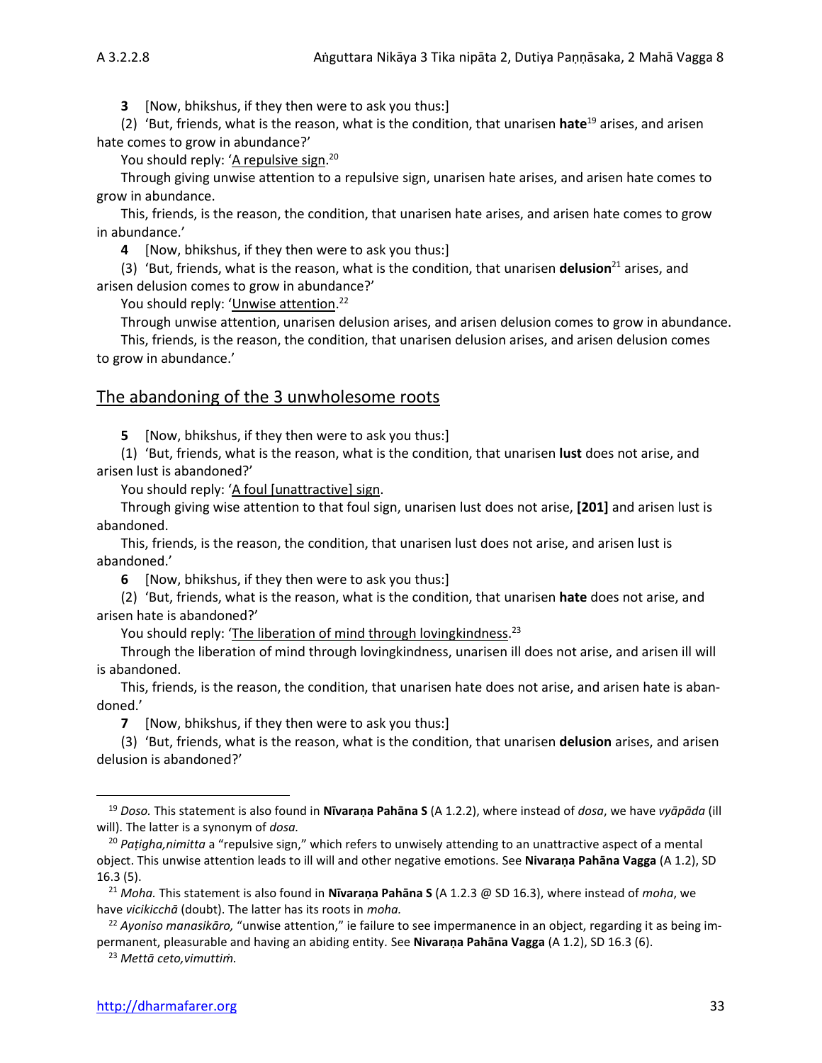**3** [Now, bhikshus, if they then were to ask you thus:]

(2) 'But, friends, what is the reason, what is the condition, that unarisen **hate**[19] arises, and arisen hate comes to grow in abundance?'

You should reply: 'A repulsive sign.[20]

Through giving unwise attention to a repulsive sign, unarisen hate arises, and arisen hate comes to grow in abundance.

This, friends, is the reason, the condition, that unarisen hate arises, and arisen hate comes to grow in abundance.'

**4** [Now, bhikshus, if they then were to ask you thus:]

(3) 'But, friends, what is the reason, what is the condition, that unarisen **delusion**[21] arises, and arisen delusion comes to grow in abundance?'

You should reply: 'Unwise attention.[22]

Through unwise attention, unarisen delusion arises, and arisen delusion comes to grow in abundance.

This, friends, is the reason, the condition, that unarisen delusion arises, and arisen delusion comes to grow in abundance.'

## The abandoning of the 3 unwholesome roots

**5** [Now, bhikshus, if they then were to ask you thus:]

(1) 'But, friends, what is the reason, what is the condition, that unarisen **lust** does not arise, and arisen lust is abandoned?'

You should reply: 'A foul [unattractive] sign.

Through giving wise attention to that foul sign, unarisen lust does not arise, **[201]** and arisen lust is abandoned.

This, friends, is the reason, the condition, that unarisen lust does not arise, and arisen lust is abandoned.'

**6** [Now, bhikshus, if they then were to ask you thus:]

(2) 'But, friends, what is the reason, what is the condition, that unarisen **hate** does not arise, and arisen hate is abandoned?'

You should reply: 'The liberation of mind through lovingkindness.[23]

Through the liberation of mind through lovingkindness, unarisen ill does not arise, and arisen ill will is abandoned.

This, friends, is the reason, the condition, that unarisen hate does not arise, and arisen hate is abandoned.'

**7** [Now, bhikshus, if they then were to ask you thus:]

(3) 'But, friends, what is the reason, what is the condition, that unarisen **delusion** arises, and arisen delusion is abandoned?'

---

[19] *Doso.* This statement is also found in **Nīvaraṇa Pahāna S** (A 1.2.2), where instead of *dosa*, we have *vyāpāda* (ill will). The latter is a synonym of *dosa.*

[20] *Paṭigha,nimitta* a "repulsive sign," which refers to unwisely attending to an unattractive aspect of a mental object. This unwise attention leads to ill will and other negative emotions. See **Nivaraṇa Pahāna Vagga** (A 1.2), SD 16.3 (5).

[21] *Moha.* This statement is also found in **Nīvaraṇa Pahāna S** (A 1.2.3 @ SD 16.3), where instead of *moha*, we have *vicikicchā* (doubt). The latter has its roots in *moha.*

[22] *Ayoniso manasikāro,* "unwise attention," ie failure to see impermanence in an object, regarding it as being impermanent, pleasurable and having an abiding entity. See **Nivaraṇa Pahāna Vagga** (A 1.2), SD 16.3 (6).

[23] *Mettā ceto,vimuttiṁ.*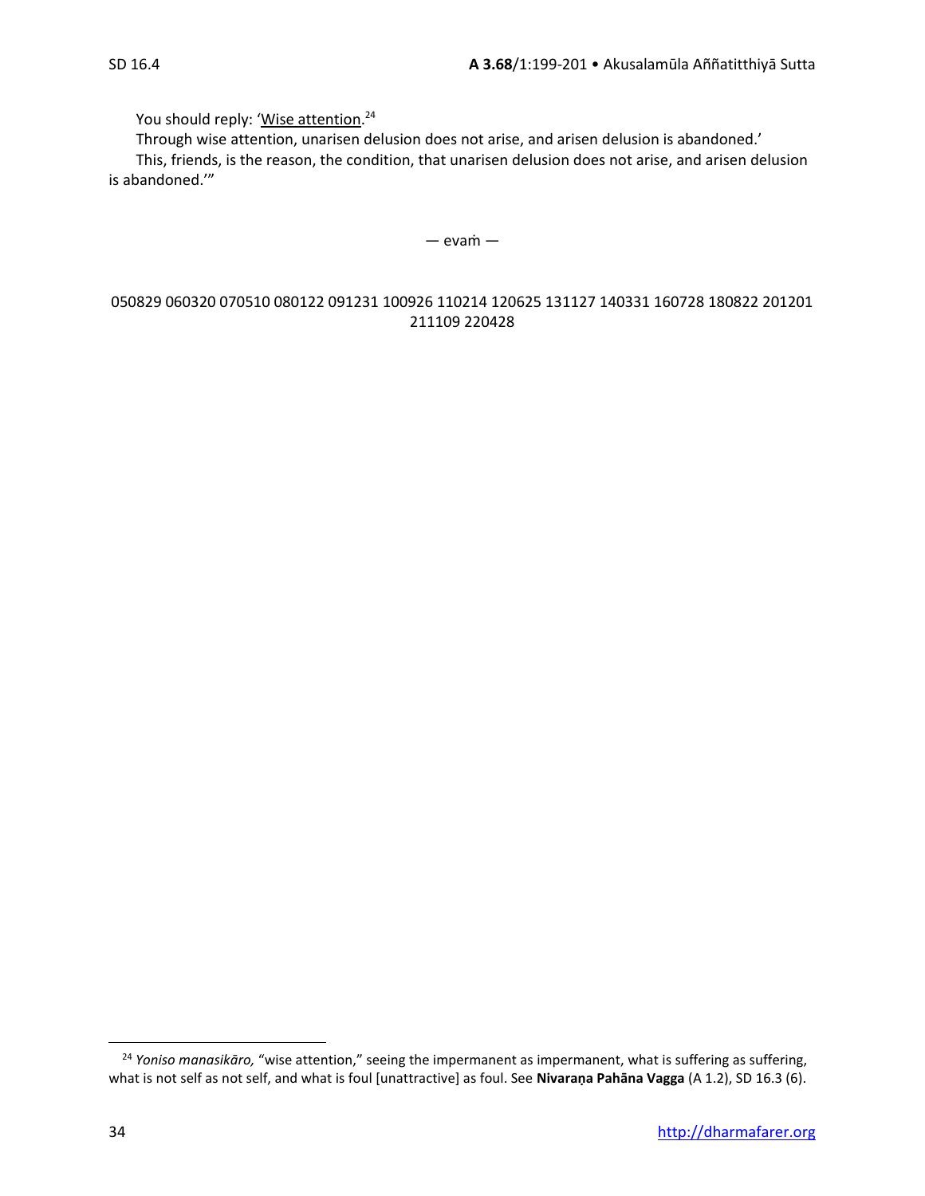You should reply: 'Wise attention.[24]

Through wise attention, unarisen delusion does not arise, and arisen delusion is abandoned.'

This, friends, is the reason, the condition, that unarisen delusion does not arise, and arisen delusion is abandoned.'"

— evaṁ —

050829 060320 070510 080122 091231 100926 110214 120625 131127 140331 160728 180822 201201 211109 220428

---

[24] *Yoniso manasikāro,* "wise attention," seeing the impermanent as impermanent, what is suffering as suffering, what is not self as not self, and what is foul [unattractive] as foul. See **Nivaraṇa Pahāna Vagga** (A 1.2), SD 16.3 (6).